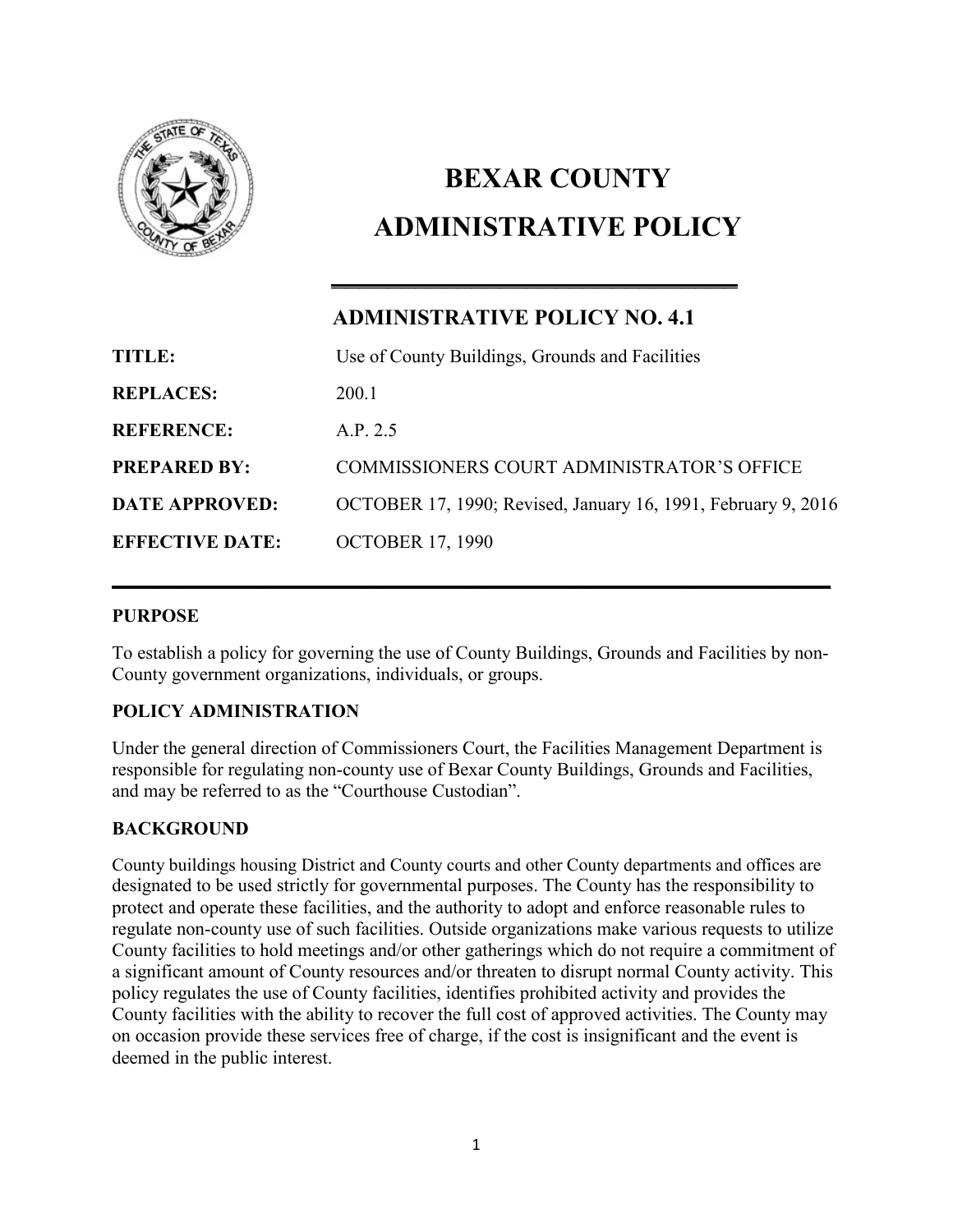# BEXAR COUNTY

# ADMINISTRATIVE POLICY

## ADMINISTRATIVE POLICY NO. 4.1

| | |
|---|---|
| **TITLE:** | Use of County Buildings, Grounds and Facilities |
| **REPLACES:** | 200.1 |
| **REFERENCE:** | A.P. 2.5 |
| **PREPARED BY:** | COMMISSIONERS COURT ADMINISTRATOR'S OFFICE |
| **DATE APPROVED:** | OCTOBER 17, 1990; Revised, January 16, 1991, February 9, 2016 |
| **EFFECTIVE DATE:** | OCTOBER 17, 1990 |

### PURPOSE

To establish a policy for governing the use of County Buildings, Grounds and Facilities by non-County government organizations, individuals, or groups.

### POLICY ADMINISTRATION

Under the general direction of Commissioners Court, the Facilities Management Department is responsible for regulating non-county use of Bexar County Buildings, Grounds and Facilities, and may be referred to as the "Courthouse Custodian".

### BACKGROUND

County buildings housing District and County courts and other County departments and offices are designated to be used strictly for governmental purposes. The County has the responsibility to protect and operate these facilities, and the authority to adopt and enforce reasonable rules to regulate non-county use of such facilities. Outside organizations make various requests to utilize County facilities to hold meetings and/or other gatherings which do not require a commitment of a significant amount of County resources and/or threaten to disrupt normal County activity. This policy regulates the use of County facilities, identifies prohibited activity and provides the County facilities with the ability to recover the full cost of approved activities. The County may on occasion provide these services free of charge, if the cost is insignificant and the event is deemed in the public interest.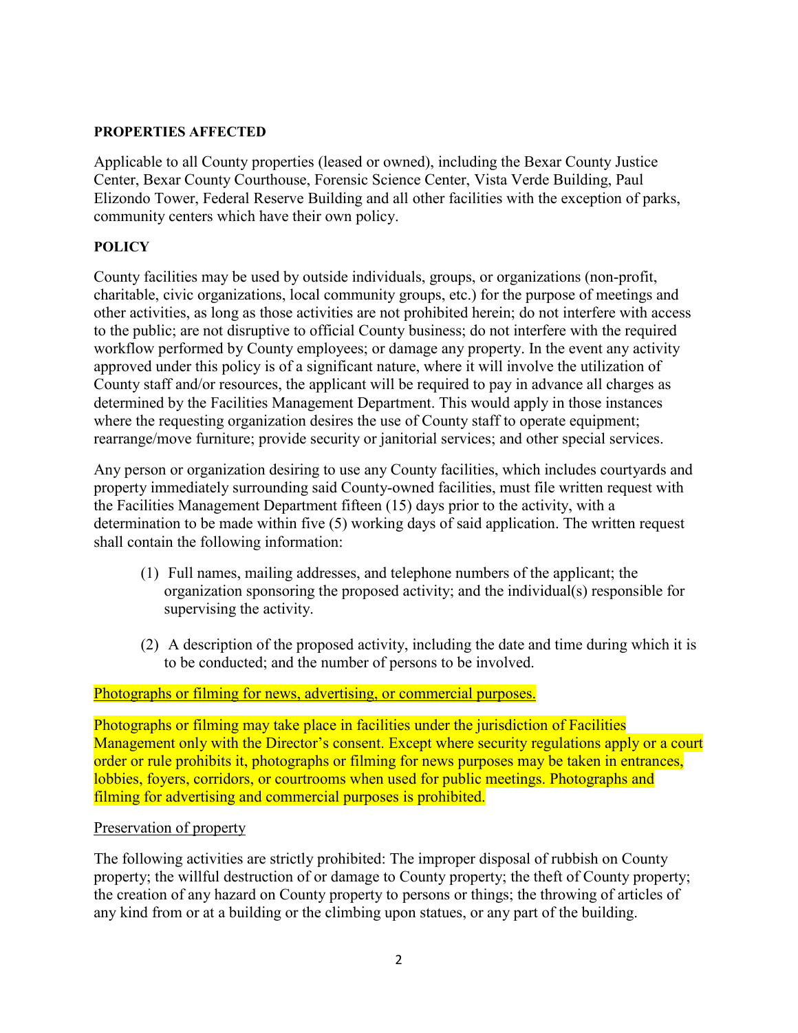**PROPERTIES AFFECTED**

Applicable to all County properties (leased or owned), including the Bexar County Justice Center, Bexar County Courthouse, Forensic Science Center, Vista Verde Building, Paul Elizondo Tower, Federal Reserve Building and all other facilities with the exception of parks, community centers which have their own policy.

**POLICY**

County facilities may be used by outside individuals, groups, or organizations (non-profit, charitable, civic organizations, local community groups, etc.) for the purpose of meetings and other activities, as long as those activities are not prohibited herein; do not interfere with access to the public; are not disruptive to official County business; do not interfere with the required workflow performed by County employees; or damage any property. In the event any activity approved under this policy is of a significant nature, where it will involve the utilization of County staff and/or resources, the applicant will be required to pay in advance all charges as determined by the Facilities Management Department. This would apply in those instances where the requesting organization desires the use of County staff to operate equipment; rearrange/move furniture; provide security or janitorial services; and other special services.

Any person or organization desiring to use any County facilities, which includes courtyards and property immediately surrounding said County-owned facilities, must file written request with the Facilities Management Department fifteen (15) days prior to the activity, with a determination to be made within five (5) working days of said application. The written request shall contain the following information:

(1) Full names, mailing addresses, and telephone numbers of the applicant; the organization sponsoring the proposed activity; and the individual(s) responsible for supervising the activity.

(2) A description of the proposed activity, including the date and time during which it is to be conducted; and the number of persons to be involved.

<u>Photographs or filming for news, advertising, or commercial purposes.</u>

Photographs or filming may take place in facilities under the jurisdiction of Facilities Management only with the Director's consent. Except where security regulations apply or a court order or rule prohibits it, photographs or filming for news purposes may be taken in entrances, lobbies, foyers, corridors, or courtrooms when used for public meetings. Photographs and filming for advertising and commercial purposes is prohibited.

<u>Preservation of property</u>

The following activities are strictly prohibited: The improper disposal of rubbish on County property; the willful destruction of or damage to County property; the theft of County property; the creation of any hazard on County property to persons or things; the throwing of articles of any kind from or at a building or the climbing upon statues, or any part of the building.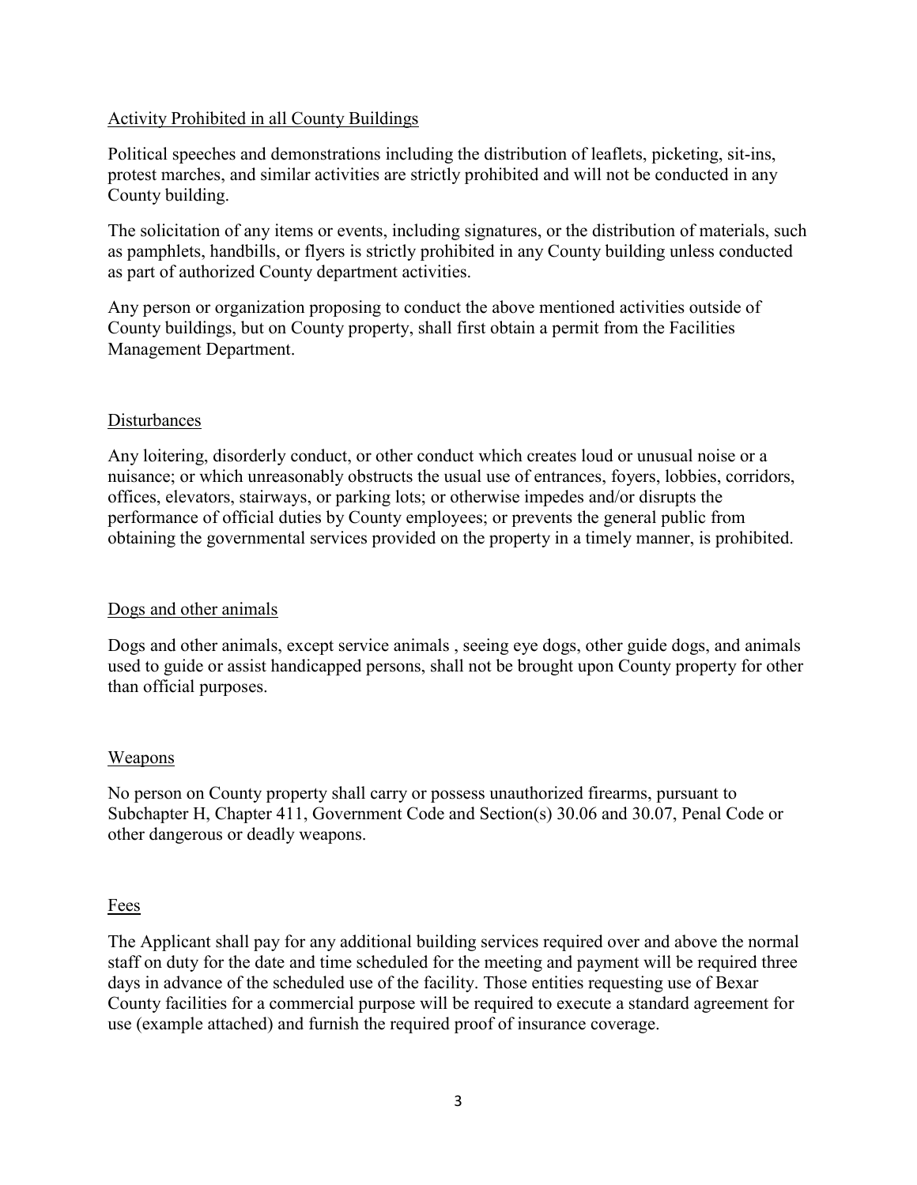## Activity Prohibited in all County Buildings

Political speeches and demonstrations including the distribution of leaflets, picketing, sit-ins, protest marches, and similar activities are strictly prohibited and will not be conducted in any County building.

The solicitation of any items or events, including signatures, or the distribution of materials, such as pamphlets, handbills, or flyers is strictly prohibited in any County building unless conducted as part of authorized County department activities.

Any person or organization proposing to conduct the above mentioned activities outside of County buildings, but on County property, shall first obtain a permit from the Facilities Management Department.

## Disturbances

Any loitering, disorderly conduct, or other conduct which creates loud or unusual noise or a nuisance; or which unreasonably obstructs the usual use of entrances, foyers, lobbies, corridors, offices, elevators, stairways, or parking lots; or otherwise impedes and/or disrupts the performance of official duties by County employees; or prevents the general public from obtaining the governmental services provided on the property in a timely manner, is prohibited.

## Dogs and other animals

Dogs and other animals, except service animals , seeing eye dogs, other guide dogs, and animals used to guide or assist handicapped persons, shall not be brought upon County property for other than official purposes.

## Weapons

No person on County property shall carry or possess unauthorized firearms, pursuant to Subchapter H, Chapter 411, Government Code and Section(s) 30.06 and 30.07, Penal Code or other dangerous or deadly weapons.

## Fees

The Applicant shall pay for any additional building services required over and above the normal staff on duty for the date and time scheduled for the meeting and payment will be required three days in advance of the scheduled use of the facility. Those entities requesting use of Bexar County facilities for a commercial purpose will be required to execute a standard agreement for use (example attached) and furnish the required proof of insurance coverage.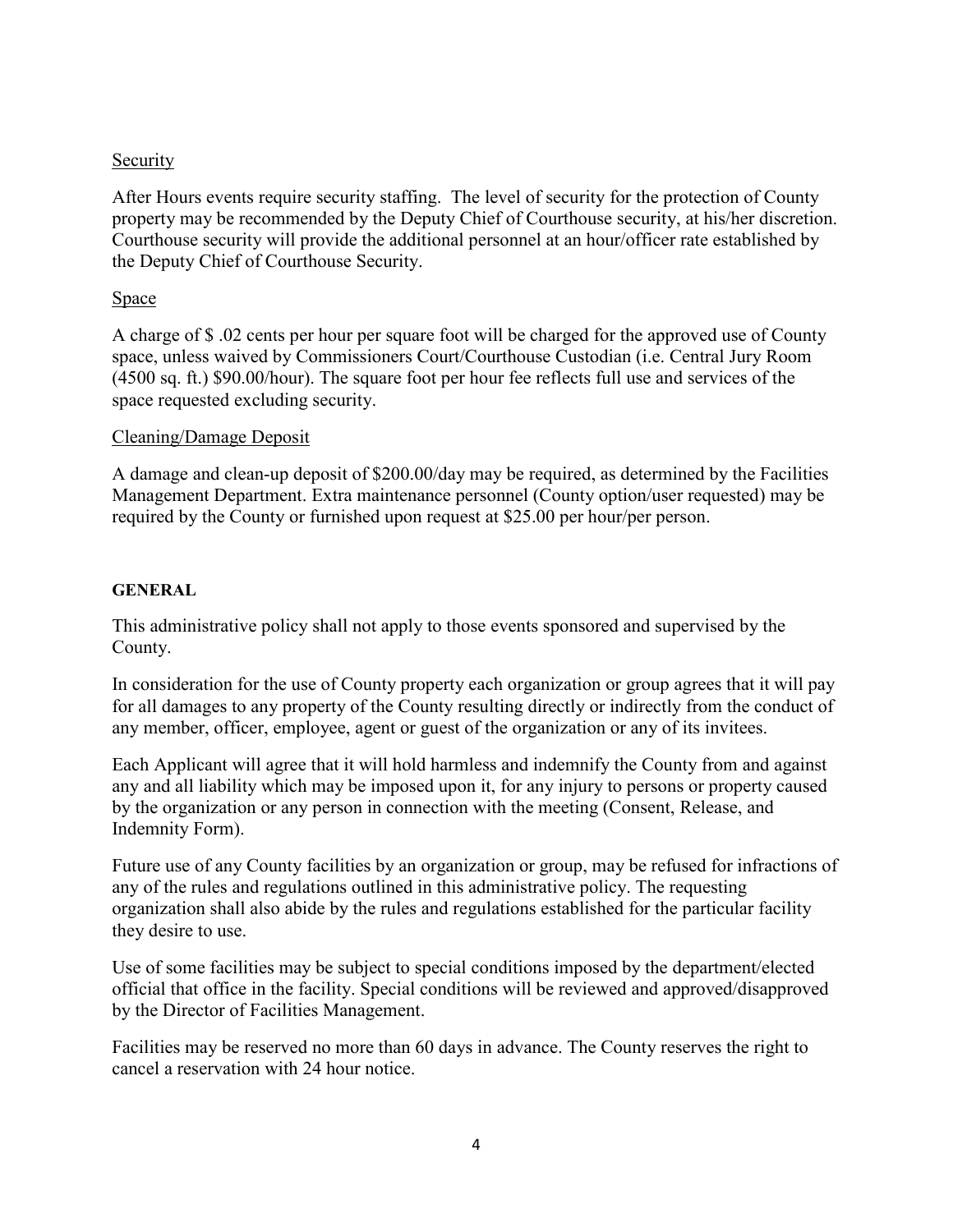Security

After Hours events require security staffing. The level of security for the protection of County property may be recommended by the Deputy Chief of Courthouse security, at his/her discretion. Courthouse security will provide the additional personnel at an hour/officer rate established by the Deputy Chief of Courthouse Security.

Space

A charge of $ .02 cents per hour per square foot will be charged for the approved use of County space, unless waived by Commissioners Court/Courthouse Custodian (i.e. Central Jury Room (4500 sq. ft.) $90.00/hour). The square foot per hour fee reflects full use and services of the space requested excluding security.

Cleaning/Damage Deposit

A damage and clean-up deposit of $200.00/day may be required, as determined by the Facilities Management Department. Extra maintenance personnel (County option/user requested) may be required by the County or furnished upon request at $25.00 per hour/per person.

**GENERAL**

This administrative policy shall not apply to those events sponsored and supervised by the County.

In consideration for the use of County property each organization or group agrees that it will pay for all damages to any property of the County resulting directly or indirectly from the conduct of any member, officer, employee, agent or guest of the organization or any of its invitees.

Each Applicant will agree that it will hold harmless and indemnify the County from and against any and all liability which may be imposed upon it, for any injury to persons or property caused by the organization or any person in connection with the meeting (Consent, Release, and Indemnity Form).

Future use of any County facilities by an organization or group, may be refused for infractions of any of the rules and regulations outlined in this administrative policy. The requesting organization shall also abide by the rules and regulations established for the particular facility they desire to use.

Use of some facilities may be subject to special conditions imposed by the department/elected official that office in the facility. Special conditions will be reviewed and approved/disapproved by the Director of Facilities Management.

Facilities may be reserved no more than 60 days in advance. The County reserves the right to cancel a reservation with 24 hour notice.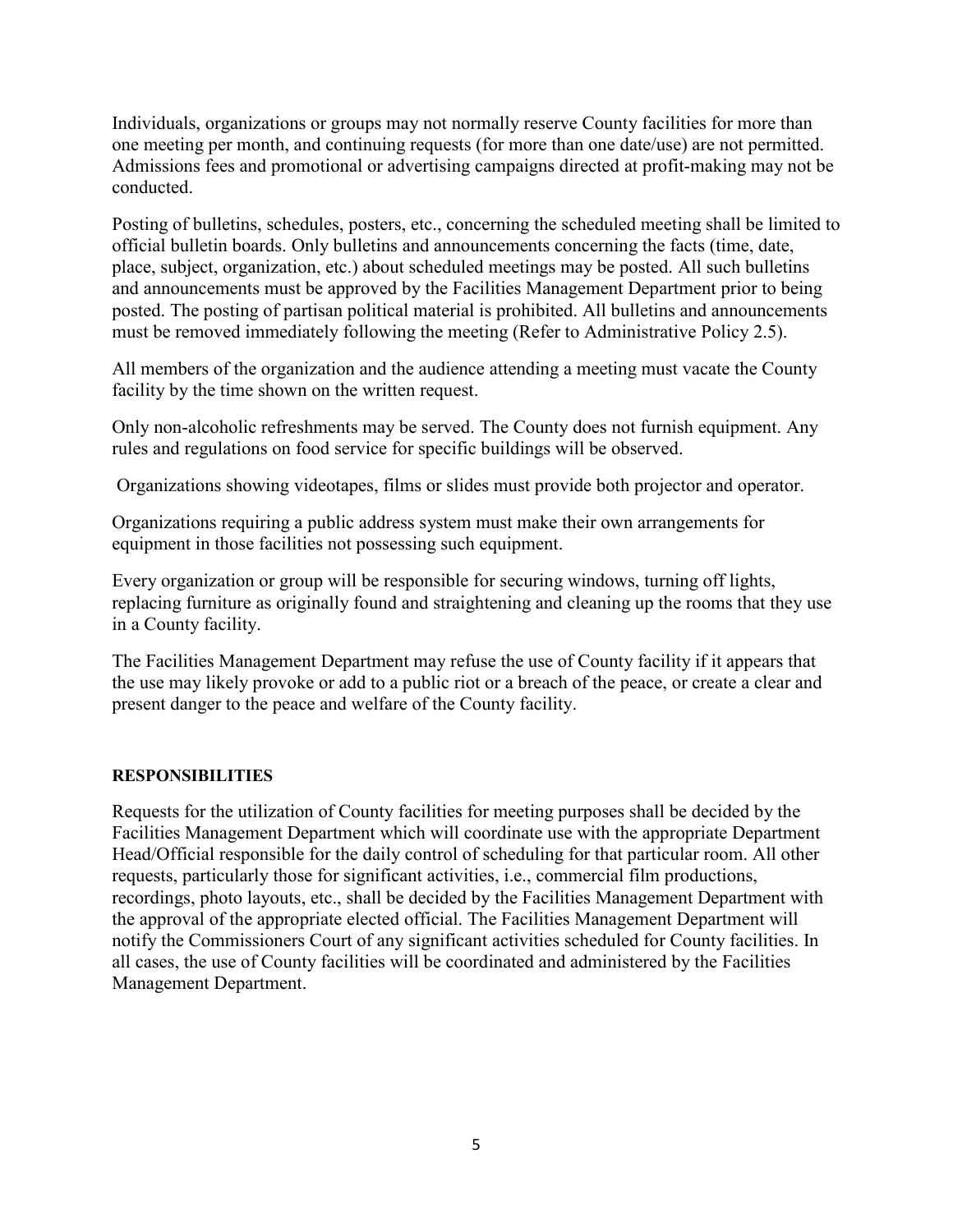Individuals, organizations or groups may not normally reserve County facilities for more than one meeting per month, and continuing requests (for more than one date/use) are not permitted. Admissions fees and promotional or advertising campaigns directed at profit-making may not be conducted.

Posting of bulletins, schedules, posters, etc., concerning the scheduled meeting shall be limited to official bulletin boards. Only bulletins and announcements concerning the facts (time, date, place, subject, organization, etc.) about scheduled meetings may be posted. All such bulletins and announcements must be approved by the Facilities Management Department prior to being posted. The posting of partisan political material is prohibited. All bulletins and announcements must be removed immediately following the meeting (Refer to Administrative Policy 2.5).

All members of the organization and the audience attending a meeting must vacate the County facility by the time shown on the written request.

Only non-alcoholic refreshments may be served. The County does not furnish equipment. Any rules and regulations on food service for specific buildings will be observed.

Organizations showing videotapes, films or slides must provide both projector and operator.

Organizations requiring a public address system must make their own arrangements for equipment in those facilities not possessing such equipment.

Every organization or group will be responsible for securing windows, turning off lights, replacing furniture as originally found and straightening and cleaning up the rooms that they use in a County facility.

The Facilities Management Department may refuse the use of County facility if it appears that the use may likely provoke or add to a public riot or a breach of the peace, or create a clear and present danger to the peace and welfare of the County facility.

**RESPONSIBILITIES**

Requests for the utilization of County facilities for meeting purposes shall be decided by the Facilities Management Department which will coordinate use with the appropriate Department Head/Official responsible for the daily control of scheduling for that particular room. All other requests, particularly those for significant activities, i.e., commercial film productions, recordings, photo layouts, etc., shall be decided by the Facilities Management Department with the approval of the appropriate elected official. The Facilities Management Department will notify the Commissioners Court of any significant activities scheduled for County facilities. In all cases, the use of County facilities will be coordinated and administered by the Facilities Management Department.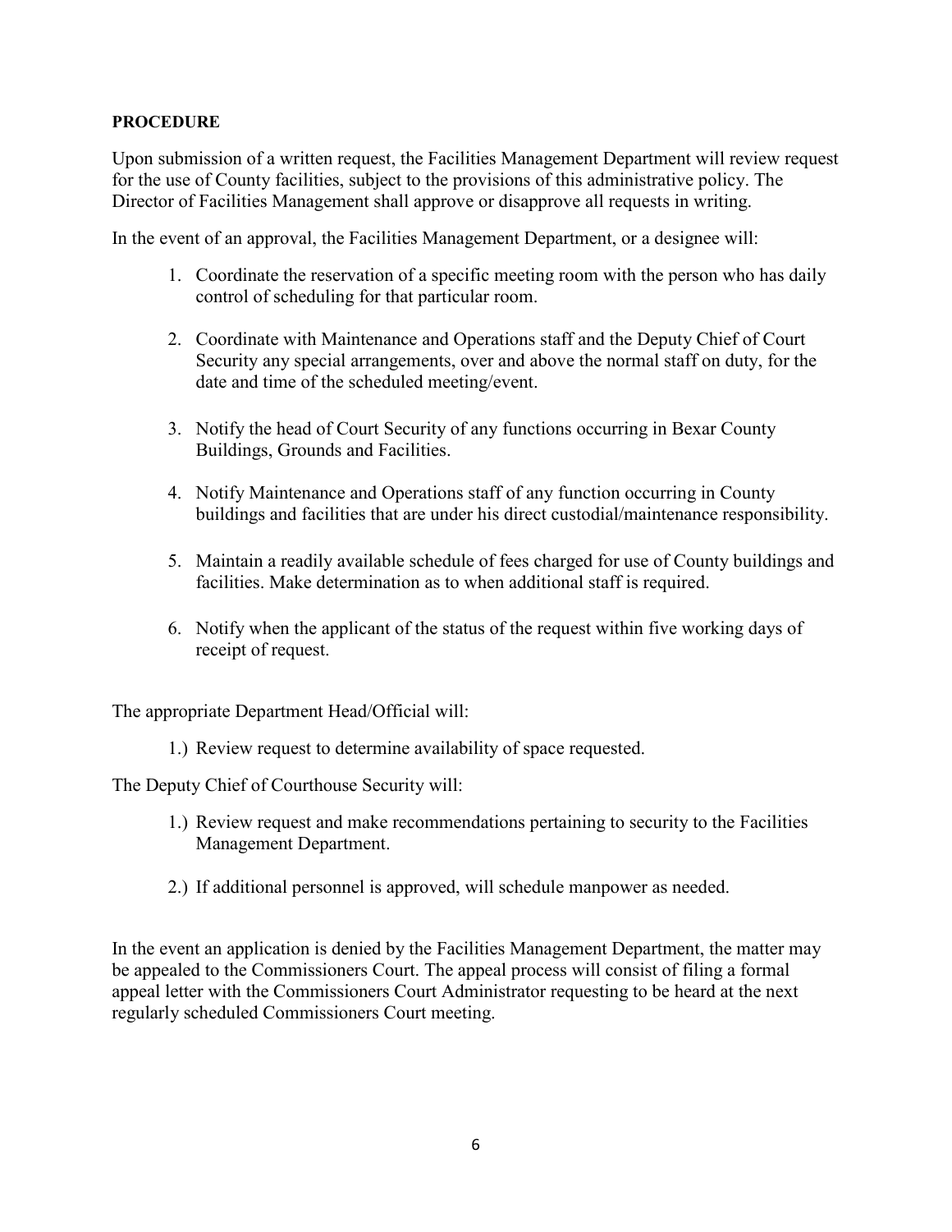**PROCEDURE**

Upon submission of a written request, the Facilities Management Department will review request for the use of County facilities, subject to the provisions of this administrative policy. The Director of Facilities Management shall approve or disapprove all requests in writing.

In the event of an approval, the Facilities Management Department, or a designee will:

1. Coordinate the reservation of a specific meeting room with the person who has daily control of scheduling for that particular room.

2. Coordinate with Maintenance and Operations staff and the Deputy Chief of Court Security any special arrangements, over and above the normal staff on duty, for the date and time of the scheduled meeting/event.

3. Notify the head of Court Security of any functions occurring in Bexar County Buildings, Grounds and Facilities.

4. Notify Maintenance and Operations staff of any function occurring in County buildings and facilities that are under his direct custodial/maintenance responsibility.

5. Maintain a readily available schedule of fees charged for use of County buildings and facilities. Make determination as to when additional staff is required.

6. Notify when the applicant of the status of the request within five working days of receipt of request.

The appropriate Department Head/Official will:

1.) Review request to determine availability of space requested.

The Deputy Chief of Courthouse Security will:

1.) Review request and make recommendations pertaining to security to the Facilities Management Department.

2.) If additional personnel is approved, will schedule manpower as needed.

In the event an application is denied by the Facilities Management Department, the matter may be appealed to the Commissioners Court. The appeal process will consist of filing a formal appeal letter with the Commissioners Court Administrator requesting to be heard at the next regularly scheduled Commissioners Court meeting.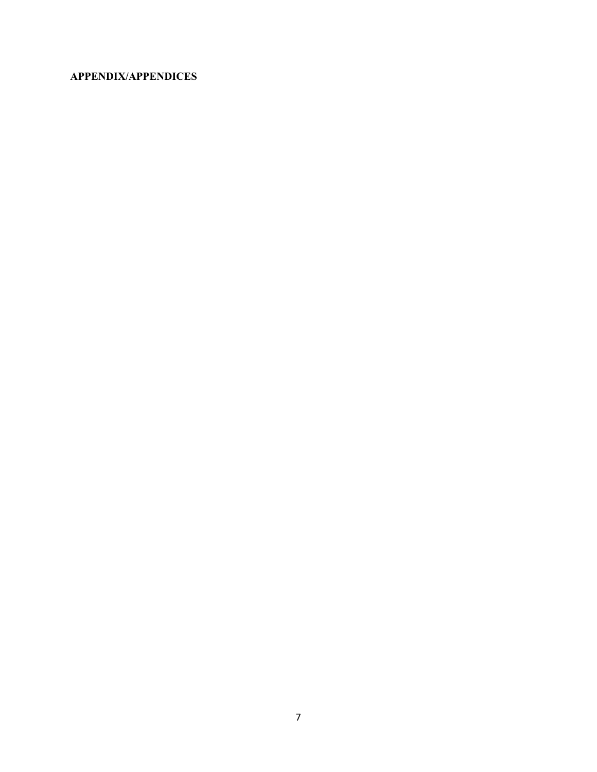**APPENDIX/APPENDICES**